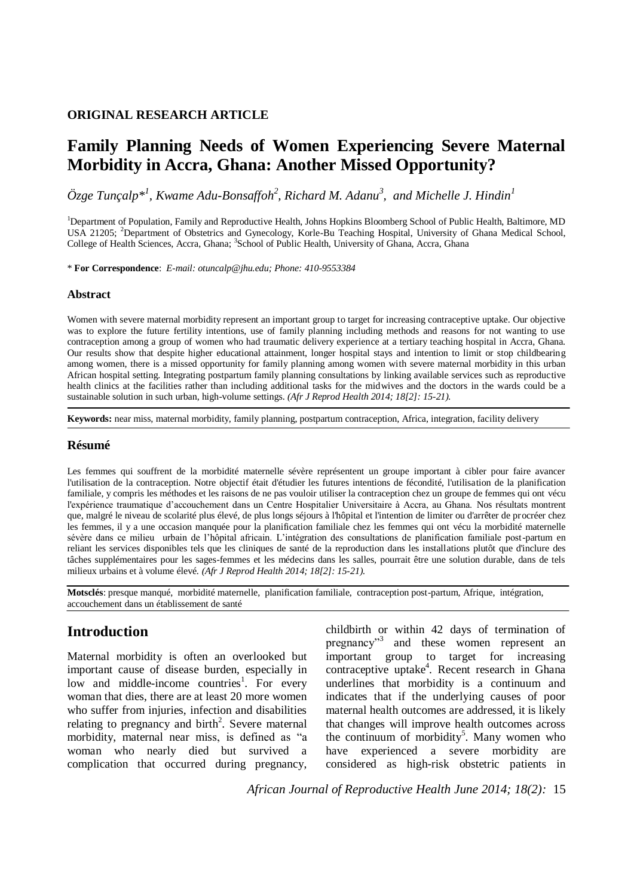**ORIGINAL RESEARCH ARTICLE**

# Family Planning Needs of Women Experiencing Severe Maternal Morbidity in Accra, Ghana: Another Missed Opportunity?

*Özge Tunçalp*[1], Kwame Adu-Bonsaffoh[2], Richard M. Adanu[3], and Michelle J. Hindin[1]*

[1]Department of Population, Family and Reproductive Health, Johns Hopkins Bloomberg School of Public Health, Baltimore, MD USA 21205; [2]Department of Obstetrics and Gynecology, Korle-Bu Teaching Hospital, University of Ghana Medical School, College of Health Sciences, Accra, Ghana; [3]School of Public Health, University of Ghana, Accra, Ghana

\* **For Correspondence**: *E-mail: otuncalp@jhu.edu; Phone: 410-9553384*

### Abstract

Women with severe maternal morbidity represent an important group to target for increasing contraceptive uptake. Our objective was to explore the future fertility intentions, use of family planning including methods and reasons for not wanting to use contraception among a group of women who had traumatic delivery experience at a tertiary teaching hospital in Accra, Ghana. Our results show that despite higher educational attainment, longer hospital stays and intention to limit or stop childbearing among women, there is a missed opportunity for family planning among women with severe maternal morbidity in this urban African hospital setting. Integrating postpartum family planning consultations by linking available services such as reproductive health clinics at the facilities rather than including additional tasks for the midwives and the doctors in the wards could be a sustainable solution in such urban, high-volume settings. *(Afr J Reprod Health 2014; 18[2]: 15-21).*

**Keywords:** near miss, maternal morbidity, family planning, postpartum contraception, Africa, integration, facility delivery

### Résumé

Les femmes qui souffrent de la morbidité maternelle sévère représentent un groupe important à cibler pour faire avancer l'utilisation de la contraception. Notre objectif était d'étudier les futures intentions de fécondité, l'utilisation de la planification familiale, y compris les méthodes et les raisons de ne pas vouloir utiliser la contraception chez un groupe de femmes qui ont vécu l'expérience traumatique d'accouchement dans un Centre Hospitalier Universitaire à Accra, au Ghana. Nos résultats montrent que, malgré le niveau de scolarité plus élevé, de plus longs séjours à l'hôpital et l'intention de limiter ou d'arrêter de procréer chez les femmes, il y a une occasion manquée pour la planification familiale chez les femmes qui ont vécu la morbidité maternelle sévère dans ce milieu urbain de l'hôpital africain. L'intégration des consultations de planification familiale post-partum en reliant les services disponibles tels que les cliniques de santé de la reproduction dans les installations plutôt que d'inclure des tâches supplémentaires pour les sages-femmes et les médecins dans les salles, pourrait être une solution durable, dans de tels milieux urbains et à volume élevé. *(Afr J Reprod Health 2014; 18[2]: 15-21).*

**Motsclés**: presque manqué, morbidité maternelle, planification familiale, contraception post-partum, Afrique, intégration, accouchement dans un établissement de santé

## Introduction

Maternal morbidity is often an overlooked but important cause of disease burden, especially in low and middle-income countries[1]. For every woman that dies, there are at least 20 more women who suffer from injuries, infection and disabilities relating to pregnancy and birth[2]. Severe maternal morbidity, maternal near miss, is defined as "a woman who nearly died but survived a complication that occurred during pregnancy, childbirth or within 42 days of termination of pregnancy"[3] and these women represent an important group to target for increasing contraceptive uptake[4]. Recent research in Ghana underlines that morbidity is a continuum and indicates that if the underlying causes of poor maternal health outcomes are addressed, it is likely that changes will improve health outcomes across the continuum of morbidity[5]. Many women who have experienced a severe morbidity are considered as high-risk obstetric patients in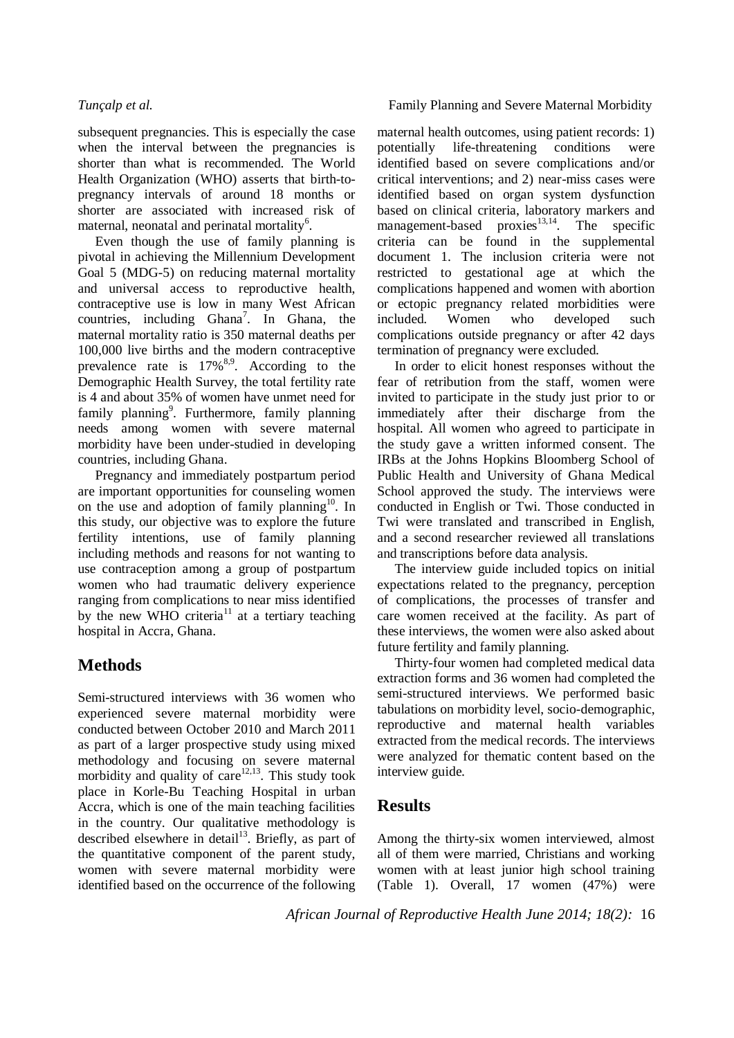subsequent pregnancies. This is especially the case when the interval between the pregnancies is shorter than what is recommended. The World Health Organization (WHO) asserts that birth-to-pregnancy intervals of around 18 months or shorter are associated with increased risk of maternal, neonatal and perinatal mortality[6].

Even though the use of family planning is pivotal in achieving the Millennium Development Goal 5 (MDG-5) on reducing maternal mortality and universal access to reproductive health, contraceptive use is low in many West African countries, including Ghana[7]. In Ghana, the maternal mortality ratio is 350 maternal deaths per 100,000 live births and the modern contraceptive prevalence rate is 17%[8,9]. According to the Demographic Health Survey, the total fertility rate is 4 and about 35% of women have unmet need for family planning[9]. Furthermore, family planning needs among women with severe maternal morbidity have been under-studied in developing countries, including Ghana.

Pregnancy and immediately postpartum period are important opportunities for counseling women on the use and adoption of family planning[10]. In this study, our objective was to explore the future fertility intentions, use of family planning including methods and reasons for not wanting to use contraception among a group of postpartum women who had traumatic delivery experience ranging from complications to near miss identified by the new WHO criteria[11] at a tertiary teaching hospital in Accra, Ghana.

## Methods

Semi-structured interviews with 36 women who experienced severe maternal morbidity were conducted between October 2010 and March 2011 as part of a larger prospective study using mixed methodology and focusing on severe maternal morbidity and quality of care[12,13]. This study took place in Korle-Bu Teaching Hospital in urban Accra, which is one of the main teaching facilities in the country. Our qualitative methodology is described elsewhere in detail[13]. Briefly, as part of the quantitative component of the parent study, women with severe maternal morbidity were identified based on the occurrence of the following maternal health outcomes, using patient records: 1) potentially life-threatening conditions were identified based on severe complications and/or critical interventions; and 2) near-miss cases were identified based on organ system dysfunction based on clinical criteria, laboratory markers and management-based proxies[13,14]. The specific criteria can be found in the supplemental document 1. The inclusion criteria were not restricted to gestational age at which the complications happened and women with abortion or ectopic pregnancy related morbidities were included. Women who developed such complications outside pregnancy or after 42 days termination of pregnancy were excluded.

In order to elicit honest responses without the fear of retribution from the staff, women were invited to participate in the study just prior to or immediately after their discharge from the hospital. All women who agreed to participate in the study gave a written informed consent. The IRBs at the Johns Hopkins Bloomberg School of Public Health and University of Ghana Medical School approved the study. The interviews were conducted in English or Twi. Those conducted in Twi were translated and transcribed in English, and a second researcher reviewed all translations and transcriptions before data analysis.

The interview guide included topics on initial expectations related to the pregnancy, perception of complications, the processes of transfer and care women received at the facility. As part of these interviews, the women were also asked about future fertility and family planning.

Thirty-four women had completed medical data extraction forms and 36 women had completed the semi-structured interviews. We performed basic tabulations on morbidity level, socio-demographic, reproductive and maternal health variables extracted from the medical records. The interviews were analyzed for thematic content based on the interview guide.

## Results

Among the thirty-six women interviewed, almost all of them were married, Christians and working women with at least junior high school training (Table 1). Overall, 17 women (47%) were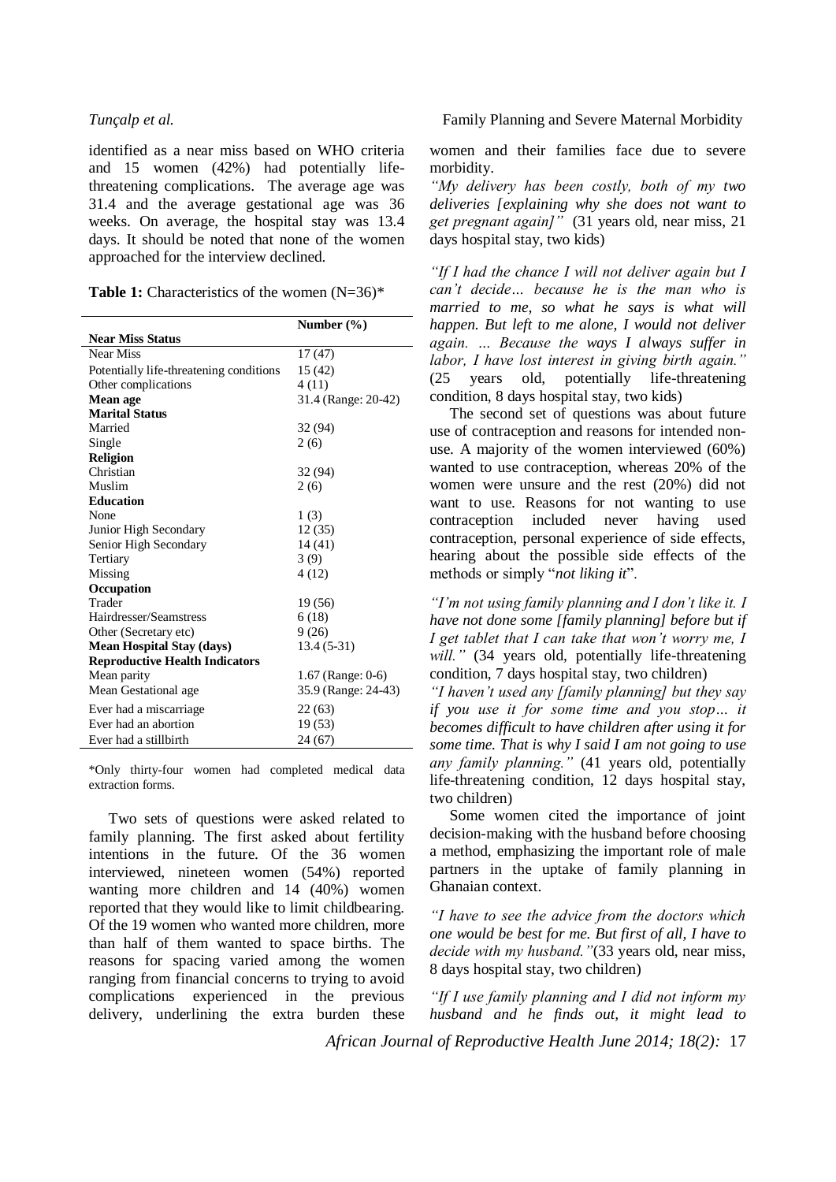identified as a near miss based on WHO criteria and 15 women (42%) had potentially life-threatening complications. The average age was 31.4 and the average gestational age was 36 weeks. On average, the hospital stay was 13.4 days. It should be noted that none of the women approached for the interview declined.

**Table 1:** Characteristics of the women (N=36)*

| | Number (%) |
|---|---|
| **Near Miss Status** | |
| Near Miss | 17 (47) |
| Potentially life-threatening conditions | 15 (42) |
| Other complications | 4 (11) |
| **Mean age** | 31.4 (Range: 20-42) |
| **Marital Status** | |
| Married | 32 (94) |
| Single | 2 (6) |
| **Religion** | |
| Christian | 32 (94) |
| Muslim | 2 (6) |
| **Education** | |
| None | 1 (3) |
| Junior High Secondary | 12 (35) |
| Senior High Secondary | 14 (41) |
| Tertiary | 3 (9) |
| Missing | 4 (12) |
| **Occupation** | |
| Trader | 19 (56) |
| Hairdresser/Seamstress | 6 (18) |
| Other (Secretary etc) | 9 (26) |
| **Mean Hospital Stay (days)** | 13.4 (5-31) |
| **Reproductive Health Indicators** | |
| Mean parity | 1.67 (Range: 0-6) |
| Mean Gestational age | 35.9 (Range: 24-43) |
| Ever had a miscarriage | 22 (63) |
| Ever had an abortion | 19 (53) |
| Ever had a stillbirth | 24 (67) |

*Only thirty-four women had completed medical data extraction forms.

Two sets of questions were asked related to family planning. The first asked about fertility intentions in the future. Of the 36 women interviewed, nineteen women (54%) reported wanting more children and 14 (40%) women reported that they would like to limit childbearing. Of the 19 women who wanted more children, more than half of them wanted to space births. The reasons for spacing varied among the women ranging from financial concerns to trying to avoid complications experienced in the previous delivery, underlining the extra burden these women and their families face due to severe morbidity.

*"My delivery has been costly, both of my two deliveries [explaining why she does not want to get pregnant again]"* (31 years old, near miss, 21 days hospital stay, two kids)

*"If I had the chance I will not deliver again but I can't decide… because he is the man who is married to me, so what he says is what will happen. But left to me alone, I would not deliver again. … Because the ways I always suffer in labor, I have lost interest in giving birth again."* (25 years old, potentially life-threatening condition, 8 days hospital stay, two kids)

The second set of questions was about future use of contraception and reasons for intended non-use. A majority of the women interviewed (60%) wanted to use contraception, whereas 20% of the women were unsure and the rest (20%) did not want to use. Reasons for not wanting to use contraception included never having used contraception, personal experience of side effects, hearing about the possible side effects of the methods or simply "*not liking it*".

*"I'm not using family planning and I don't like it. I have not done some [family planning] before but if I get tablet that I can take that won't worry me, I will."* (34 years old, potentially life-threatening condition, 7 days hospital stay, two children)

*"I haven't used any [family planning] but they say if you use it for some time and you stop… it becomes difficult to have children after using it for some time. That is why I said I am not going to use any family planning."* (41 years old, potentially life-threatening condition, 12 days hospital stay, two children)

Some women cited the importance of joint decision-making with the husband before choosing a method, emphasizing the important role of male partners in the uptake of family planning in Ghanaian context.

*"I have to see the advice from the doctors which one would be best for me. But first of all, I have to decide with my husband."* (33 years old, near miss, 8 days hospital stay, two children)

*"If I use family planning and I did not inform my husband and he finds out, it might lead to*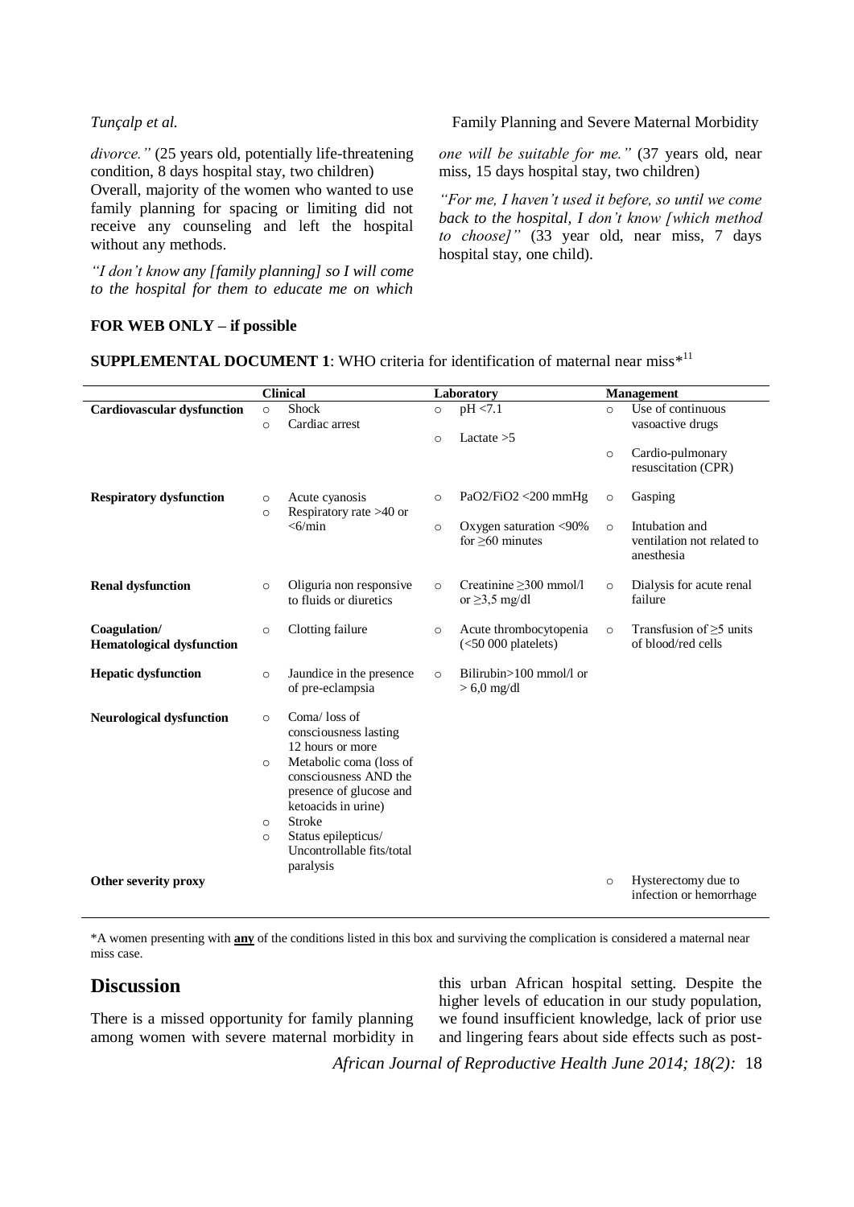*divorce."* (25 years old, potentially life-threatening condition, 8 days hospital stay, two children)

Overall, majority of the women who wanted to use family planning for spacing or limiting did not receive any counseling and left the hospital without any methods.

*"I don't know any [family planning] so I will come to the hospital for them to educate me on which one will be suitable for me."* (37 years old, near miss, 15 days hospital stay, two children)

*"For me, I haven't used it before, so until we come back to the hospital, I don't know [which method to choose]"* (33 year old, near miss, 7 days hospital stay, one child).

**FOR WEB ONLY – if possible**

**SUPPLEMENTAL DOCUMENT 1**: WHO criteria for identification of maternal near miss*[11]

| | Clinical | Laboratory | Management |
|---|---|---|---|
| **Cardiovascular dysfunction** | ○ Shock<br>○ Cardiac arrest | ○ pH <7.1<br>○ Lactate >5 | ○ Use of continuous vasoactive drugs<br>○ Cardio-pulmonary resuscitation (CPR) |
| **Respiratory dysfunction** | ○ Acute cyanosis<br>○ Respiratory rate >40 or <6/min | ○ PaO2/FiO2 <200 mmHg<br>○ Oxygen saturation <90% for ≥60 minutes | ○ Gasping<br>○ Intubation and ventilation not related to anesthesia |
| **Renal dysfunction** | ○ Oliguria non responsive to fluids or diuretics | ○ Creatinine ≥300 mmol/l or ≥3,5 mg/dl | ○ Dialysis for acute renal failure |
| **Coagulation/ Hematological dysfunction** | ○ Clotting failure | ○ Acute thrombocytopenia (<50 000 platelets) | ○ Transfusion of ≥5 units of blood/red cells |
| **Hepatic dysfunction** | ○ Jaundice in the presence of pre-eclampsia | ○ Bilirubin>100 mmol/l or > 6,0 mg/dl | |
| **Neurological dysfunction** | ○ Coma/ loss of consciousness lasting 12 hours or more<br>○ Metabolic coma (loss of consciousness AND the presence of glucose and ketoacids in urine)<br>○ Stroke<br>○ Status epilepticus/ Uncontrollable fits/total paralysis | | |
| **Other severity proxy** | | | ○ Hysterectomy due to infection or hemorrhage |

*A women presenting with **any** of the conditions listed in this box and surviving the complication is considered a maternal near miss case.

## Discussion

There is a missed opportunity for family planning among women with severe maternal morbidity in this urban African hospital setting. Despite the higher levels of education in our study population, we found insufficient knowledge, lack of prior use and lingering fears about side effects such as post-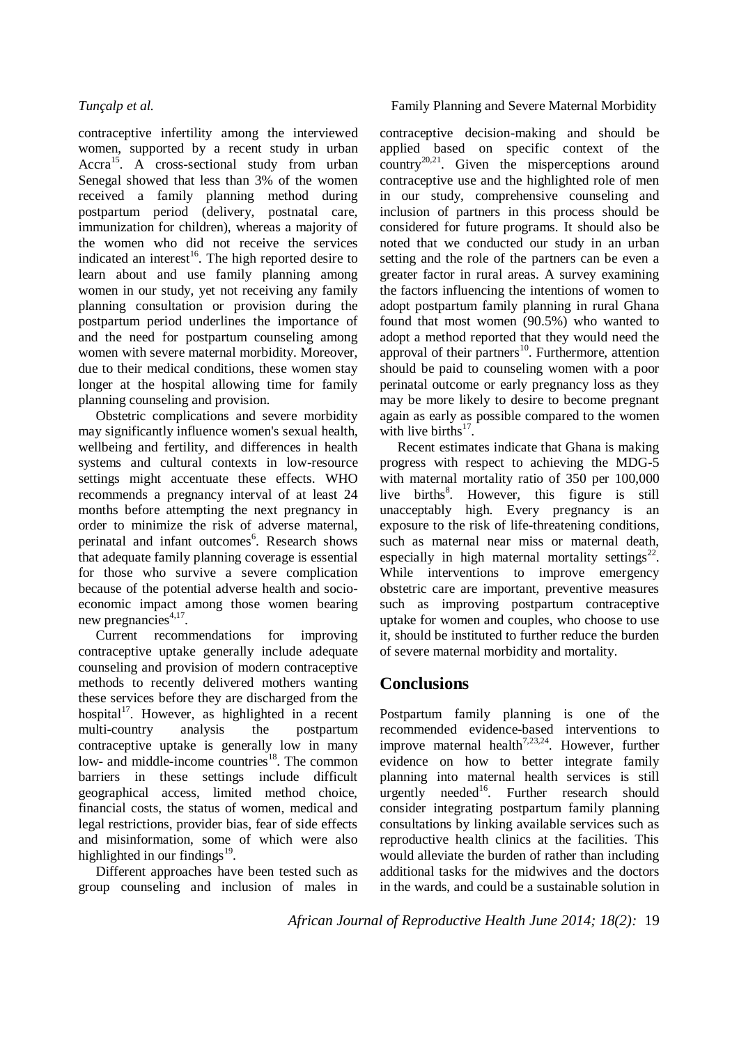contraceptive infertility among the interviewed women, supported by a recent study in urban Accra[15]. A cross-sectional study from urban Senegal showed that less than 3% of the women received a family planning method during postpartum period (delivery, postnatal care, immunization for children), whereas a majority of the women who did not receive the services indicated an interest[16]. The high reported desire to learn about and use family planning among women in our study, yet not receiving any family planning consultation or provision during the postpartum period underlines the importance of and the need for postpartum counseling among women with severe maternal morbidity. Moreover, due to their medical conditions, these women stay longer at the hospital allowing time for family planning counseling and provision.

Obstetric complications and severe morbidity may significantly influence women's sexual health, wellbeing and fertility, and differences in health systems and cultural contexts in low-resource settings might accentuate these effects. WHO recommends a pregnancy interval of at least 24 months before attempting the next pregnancy in order to minimize the risk of adverse maternal, perinatal and infant outcomes[6]. Research shows that adequate family planning coverage is essential for those who survive a severe complication because of the potential adverse health and socio-economic impact among those women bearing new pregnancies[4,17].

Current recommendations for improving contraceptive uptake generally include adequate counseling and provision of modern contraceptive methods to recently delivered mothers wanting these services before they are discharged from the hospital[17]. However, as highlighted in a recent multi-country analysis the postpartum contraceptive uptake is generally low in many low- and middle-income countries[18]. The common barriers in these settings include difficult geographical access, limited method choice, financial costs, the status of women, medical and legal restrictions, provider bias, fear of side effects and misinformation, some of which were also highlighted in our findings[19].

Different approaches have been tested such as group counseling and inclusion of males in contraceptive decision-making and should be applied based on specific context of the country[20,21]. Given the misperceptions around contraceptive use and the highlighted role of men in our study, comprehensive counseling and inclusion of partners in this process should be considered for future programs. It should also be noted that we conducted our study in an urban setting and the role of the partners can be even a greater factor in rural areas. A survey examining the factors influencing the intentions of women to adopt postpartum family planning in rural Ghana found that most women (90.5%) who wanted to adopt a method reported that they would need the approval of their partners[10]. Furthermore, attention should be paid to counseling women with a poor perinatal outcome or early pregnancy loss as they may be more likely to desire to become pregnant again as early as possible compared to the women with live births[17].

Recent estimates indicate that Ghana is making progress with respect to achieving the MDG-5 with maternal mortality ratio of 350 per 100,000 live births[8]. However, this figure is still unacceptably high. Every pregnancy is an exposure to the risk of life-threatening conditions, such as maternal near miss or maternal death, especially in high maternal mortality settings[22]. While interventions to improve emergency obstetric care are important, preventive measures such as improving postpartum contraceptive uptake for women and couples, who choose to use it, should be instituted to further reduce the burden of severe maternal morbidity and mortality.

## Conclusions

Postpartum family planning is one of the recommended evidence-based interventions to improve maternal health[7,23,24]. However, further evidence on how to better integrate family planning into maternal health services is still urgently needed[16]. Further research should consider integrating postpartum family planning consultations by linking available services such as reproductive health clinics at the facilities. This would alleviate the burden of rather than including additional tasks for the midwives and the doctors in the wards, and could be a sustainable solution in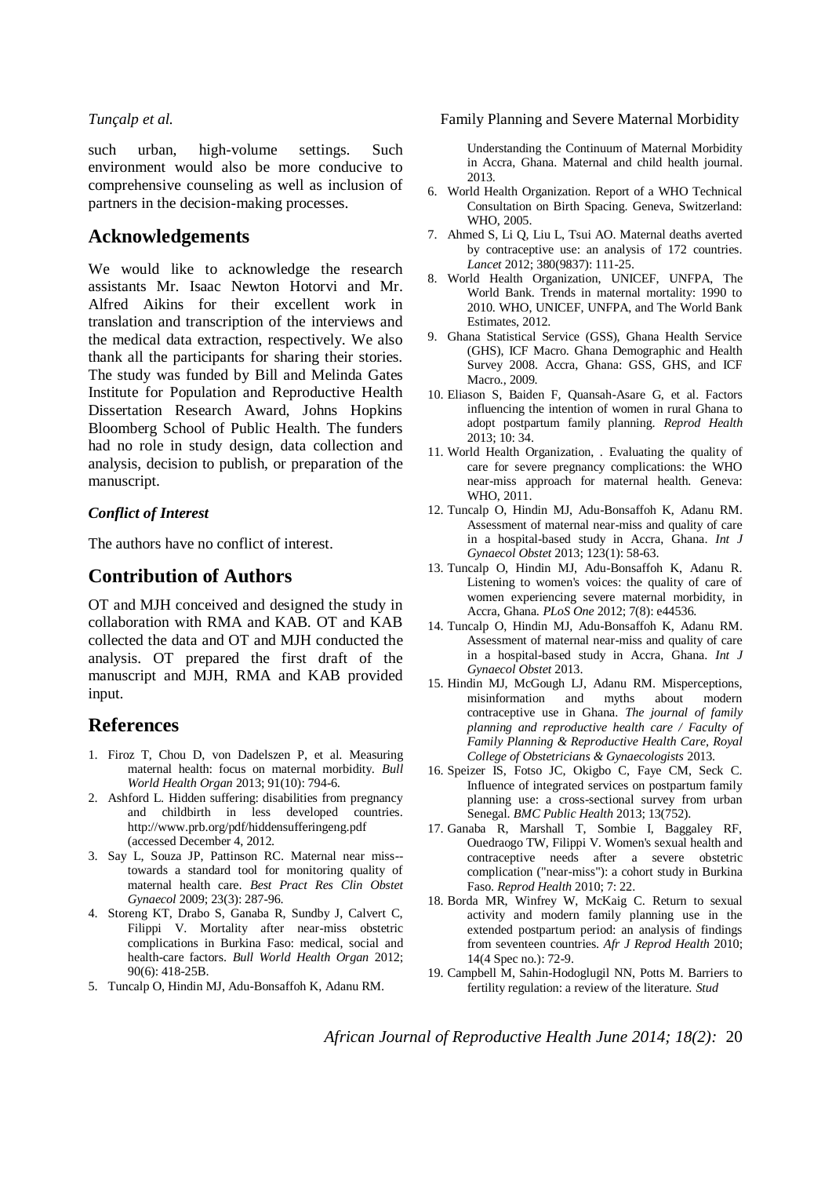such urban, high-volume settings. Such environment would also be more conducive to comprehensive counseling as well as inclusion of partners in the decision-making processes.

## Acknowledgements

We would like to acknowledge the research assistants Mr. Isaac Newton Hotorvi and Mr. Alfred Aikins for their excellent work in translation and transcription of the interviews and the medical data extraction, respectively. We also thank all the participants for sharing their stories. The study was funded by Bill and Melinda Gates Institute for Population and Reproductive Health Dissertation Research Award, Johns Hopkins Bloomberg School of Public Health. The funders had no role in study design, data collection and analysis, decision to publish, or preparation of the manuscript.

### *Conflict of Interest*

The authors have no conflict of interest.

## Contribution of Authors

OT and MJH conceived and designed the study in collaboration with RMA and KAB. OT and KAB collected the data and OT and MJH conducted the analysis. OT prepared the first draft of the manuscript and MJH, RMA and KAB provided input.

## References

1. Firoz T, Chou D, von Dadelszen P, et al. Measuring maternal health: focus on maternal morbidity. *Bull World Health Organ* 2013; 91(10): 794-6.
2. Ashford L. Hidden suffering: disabilities from pregnancy and childbirth in less developed countries. http://www.prb.org/pdf/hiddensufferingeng.pdf (accessed December 4, 2012.
3. Say L, Souza JP, Pattinson RC. Maternal near miss--towards a standard tool for monitoring quality of maternal health care. *Best Pract Res Clin Obstet Gynaecol* 2009; 23(3): 287-96.
4. Storeng KT, Drabo S, Ganaba R, Sundby J, Calvert C, Filippi V. Mortality after near-miss obstetric complications in Burkina Faso: medical, social and health-care factors. *Bull World Health Organ* 2012; 90(6): 418-25B.
5. Tuncalp O, Hindin MJ, Adu-Bonsaffoh K, Adanu RM. Understanding the Continuum of Maternal Morbidity in Accra, Ghana. Maternal and child health journal. 2013.
6. World Health Organization. Report of a WHO Technical Consultation on Birth Spacing. Geneva, Switzerland: WHO, 2005.
7. Ahmed S, Li Q, Liu L, Tsui AO. Maternal deaths averted by contraceptive use: an analysis of 172 countries. *Lancet* 2012; 380(9837): 111-25.
8. World Health Organization, UNICEF, UNFPA, The World Bank. Trends in maternal mortality: 1990 to 2010. WHO, UNICEF, UNFPA, and The World Bank Estimates, 2012.
9. Ghana Statistical Service (GSS), Ghana Health Service (GHS), ICF Macro. Ghana Demographic and Health Survey 2008. Accra, Ghana: GSS, GHS, and ICF Macro., 2009.
10. Eliason S, Baiden F, Quansah-Asare G, et al. Factors influencing the intention of women in rural Ghana to adopt postpartum family planning. *Reprod Health* 2013; 10: 34.
11. World Health Organization, . Evaluating the quality of care for severe pregnancy complications: the WHO near-miss approach for maternal health. Geneva: WHO, 2011.
12. Tuncalp O, Hindin MJ, Adu-Bonsaffoh K, Adanu RM. Assessment of maternal near-miss and quality of care in a hospital-based study in Accra, Ghana. *Int J Gynaecol Obstet* 2013; 123(1): 58-63.
13. Tuncalp O, Hindin MJ, Adu-Bonsaffoh K, Adanu R. Listening to women's voices: the quality of care of women experiencing severe maternal morbidity, in Accra, Ghana. *PLoS One* 2012; 7(8): e44536.
14. Tuncalp O, Hindin MJ, Adu-Bonsaffoh K, Adanu RM. Assessment of maternal near-miss and quality of care in a hospital-based study in Accra, Ghana. *Int J Gynaecol Obstet* 2013.
15. Hindin MJ, McGough LJ, Adanu RM. Misperceptions, misinformation and myths about modern contraceptive use in Ghana. *The journal of family planning and reproductive health care / Faculty of Family Planning & Reproductive Health Care, Royal College of Obstetricians & Gynaecologists* 2013.
16. Speizer IS, Fotso JC, Okigbo C, Faye CM, Seck C. Influence of integrated services on postpartum family planning use: a cross-sectional survey from urban Senegal. *BMC Public Health* 2013; 13(752).
17. Ganaba R, Marshall T, Sombie I, Baggaley RF, Ouedraogo TW, Filippi V. Women's sexual health and contraceptive needs after a severe obstetric complication ("near-miss"): a cohort study in Burkina Faso. *Reprod Health* 2010; 7: 22.
18. Borda MR, Winfrey W, McKaig C. Return to sexual activity and modern family planning use in the extended postpartum period: an analysis of findings from seventeen countries. *Afr J Reprod Health* 2010; 14(4 Spec no.): 72-9.
19. Campbell M, Sahin-Hodoglugil NN, Potts M. Barriers to fertility regulation: a review of the literature. *Stud*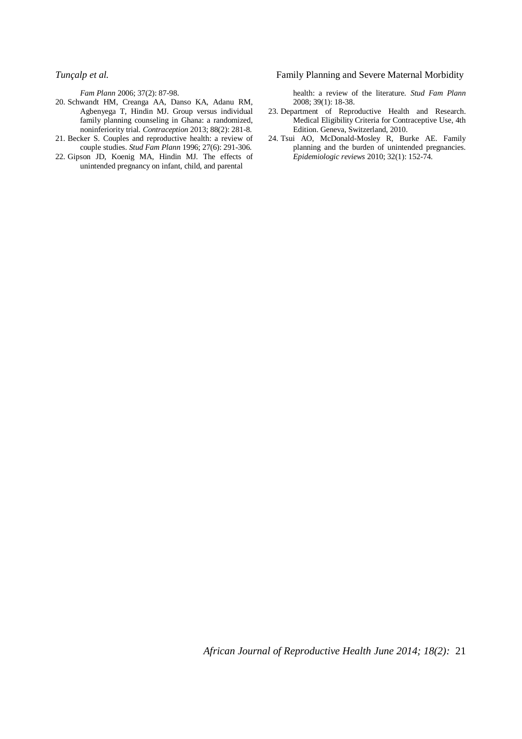*Fam Plann* 2006; 37(2): 87-98.

20. Schwandt HM, Creanga AA, Danso KA, Adanu RM, Agbenyega T, Hindin MJ. Group versus individual family planning counseling in Ghana: a randomized, noninferiority trial. *Contraception* 2013; 88(2): 281-8.
21. Becker S. Couples and reproductive health: a review of couple studies. *Stud Fam Plann* 1996; 27(6): 291-306.
22. Gipson JD, Koenig MA, Hindin MJ. The effects of unintended pregnancy on infant, child, and parental health: a review of the literature. *Stud Fam Plann* 2008; 39(1): 18-38.
23. Department of Reproductive Health and Research. Medical Eligibility Criteria for Contraceptive Use, 4th Edition. Geneva, Switzerland, 2010.
24. Tsui AO, McDonald-Mosley R, Burke AE. Family planning and the burden of unintended pregnancies. *Epidemiologic reviews* 2010; 32(1): 152-74.